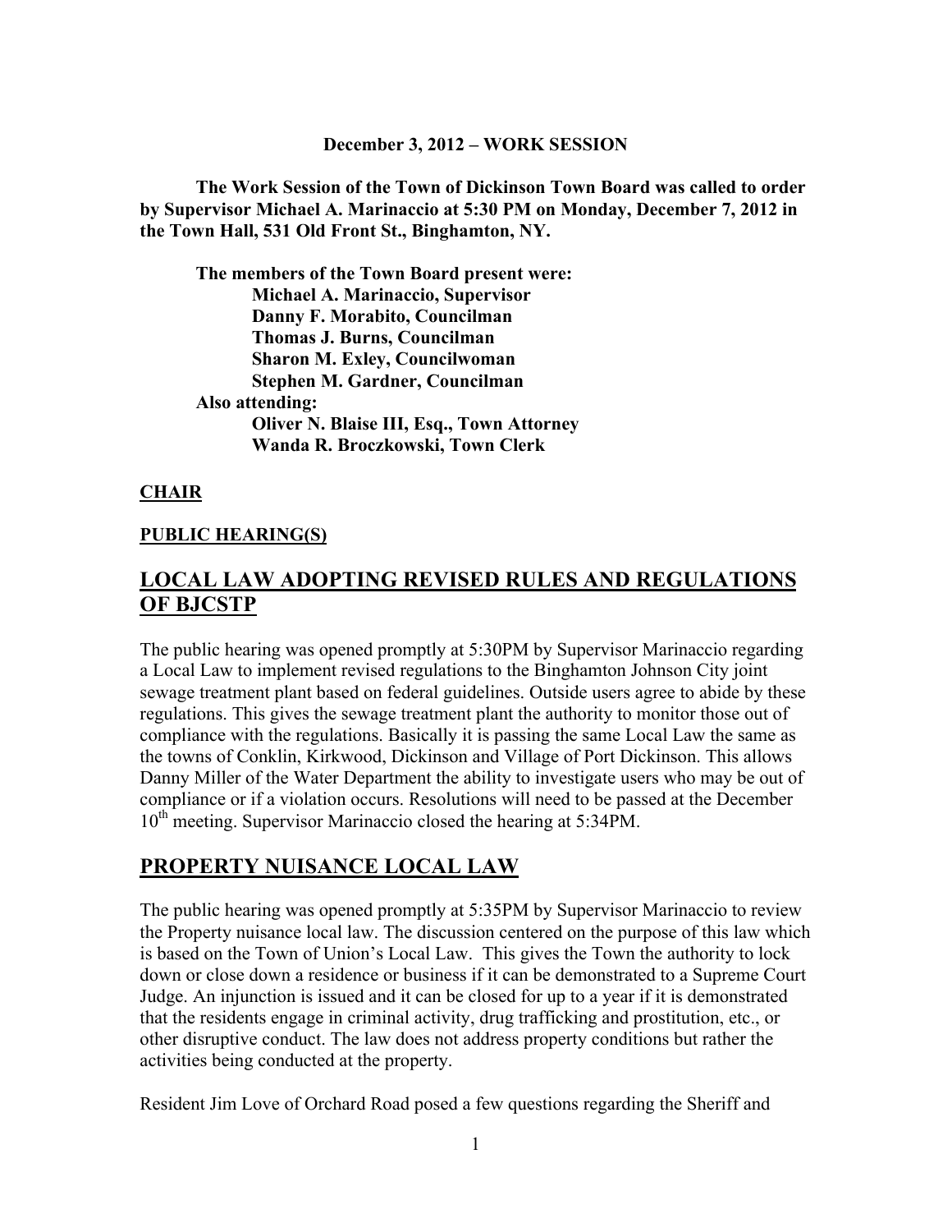**December 3, 2012 – WORK SESSION**

**The Work Session of the Town of Dickinson Town Board was called to order by Supervisor Michael A. Marinaccio at 5:30 PM on Monday, December 7, 2012 in the Town Hall, 531 Old Front St., Binghamton, NY.**

**The members of the Town Board present were:**
**Michael A. Marinaccio, Supervisor**
**Danny F. Morabito, Councilman**
**Thomas J. Burns, Councilman**
**Sharon M. Exley, Councilwoman**
**Stephen M. Gardner, Councilman**

**Also attending:**
**Oliver N. Blaise III, Esq., Town Attorney**
**Wanda R. Broczkowski, Town Clerk**

**CHAIR**

**PUBLIC HEARING(S)**

## LOCAL LAW ADOPTING REVISED RULES AND REGULATIONS OF BJCSTP

The public hearing was opened promptly at 5:30PM by Supervisor Marinaccio regarding a Local Law to implement revised regulations to the Binghamton Johnson City joint sewage treatment plant based on federal guidelines. Outside users agree to abide by these regulations. This gives the sewage treatment plant the authority to monitor those out of compliance with the regulations. Basically it is passing the same Local Law the same as the towns of Conklin, Kirkwood, Dickinson and Village of Port Dickinson. This allows Danny Miller of the Water Department the ability to investigate users who may be out of compliance or if a violation occurs. Resolutions will need to be passed at the December 10th meeting. Supervisor Marinaccio closed the hearing at 5:34PM.

## PROPERTY NUISANCE LOCAL LAW

The public hearing was opened promptly at 5:35PM by Supervisor Marinaccio to review the Property nuisance local law. The discussion centered on the purpose of this law which is based on the Town of Union's Local Law. This gives the Town the authority to lock down or close down a residence or business if it can be demonstrated to a Supreme Court Judge. An injunction is issued and it can be closed for up to a year if it is demonstrated that the residents engage in criminal activity, drug trafficking and prostitution, etc., or other disruptive conduct. The law does not address property conditions but rather the activities being conducted at the property.

Resident Jim Love of Orchard Road posed a few questions regarding the Sheriff and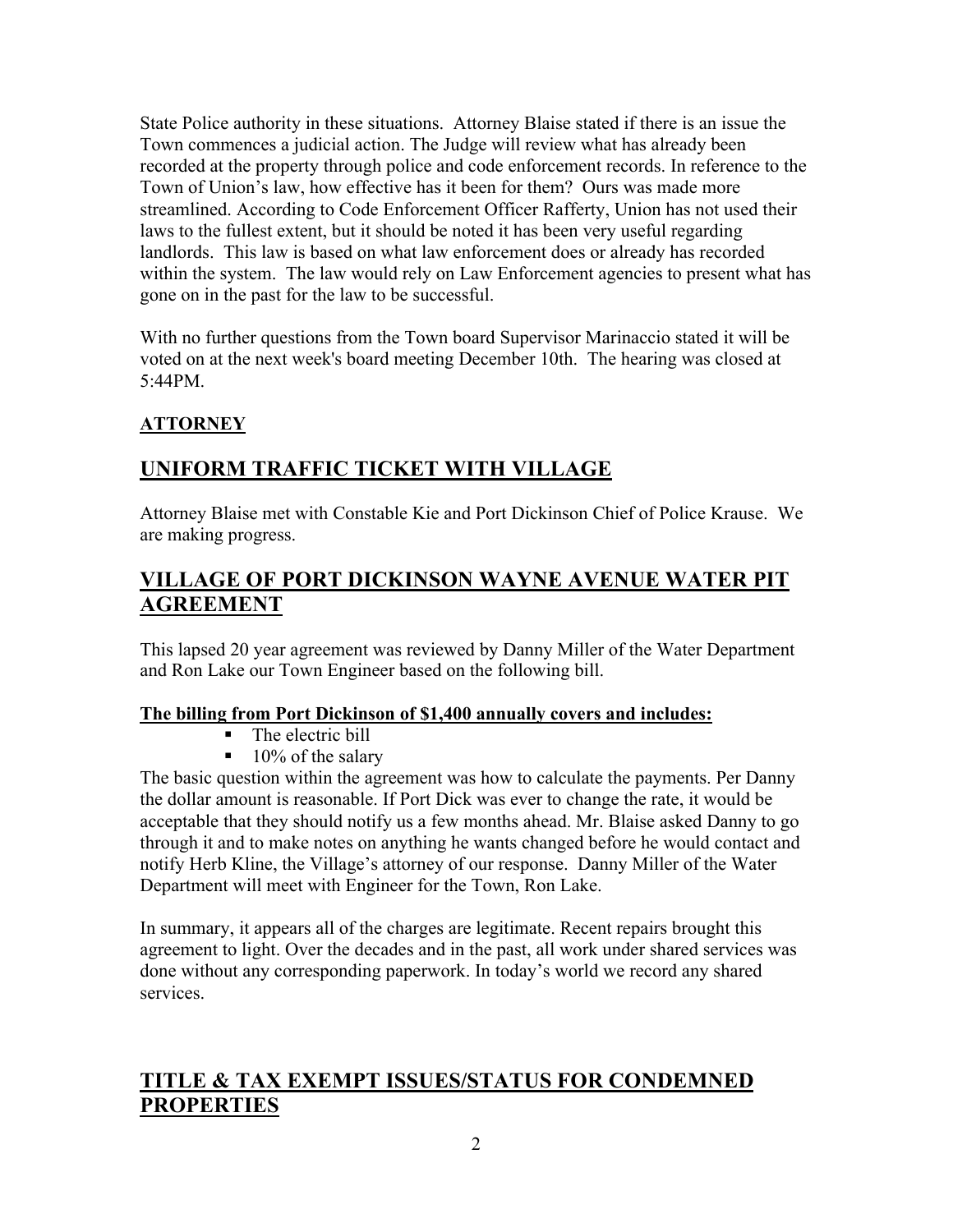State Police authority in these situations. Attorney Blaise stated if there is an issue the Town commences a judicial action. The Judge will review what has already been recorded at the property through police and code enforcement records. In reference to the Town of Union's law, how effective has it been for them? Ours was made more streamlined. According to Code Enforcement Officer Rafferty, Union has not used their laws to the fullest extent, but it should be noted it has been very useful regarding landlords. This law is based on what law enforcement does or already has recorded within the system. The law would rely on Law Enforcement agencies to present what has gone on in the past for the law to be successful.

With no further questions from the Town board Supervisor Marinaccio stated it will be voted on at the next week's board meeting December 10th. The hearing was closed at 5:44PM.

**ATTORNEY**

## UNIFORM TRAFFIC TICKET WITH VILLAGE

Attorney Blaise met with Constable Kie and Port Dickinson Chief of Police Krause. We are making progress.

## VILLAGE OF PORT DICKINSON WAYNE AVENUE WATER PIT AGREEMENT

This lapsed 20 year agreement was reviewed by Danny Miller of the Water Department and Ron Lake our Town Engineer based on the following bill.

**The billing from Port Dickinson of $1,400 annually covers and includes:**

- The electric bill
- 10% of the salary

The basic question within the agreement was how to calculate the payments. Per Danny the dollar amount is reasonable. If Port Dick was ever to change the rate, it would be acceptable that they should notify us a few months ahead. Mr. Blaise asked Danny to go through it and to make notes on anything he wants changed before he would contact and notify Herb Kline, the Village's attorney of our response. Danny Miller of the Water Department will meet with Engineer for the Town, Ron Lake.

In summary, it appears all of the charges are legitimate. Recent repairs brought this agreement to light. Over the decades and in the past, all work under shared services was done without any corresponding paperwork. In today's world we record any shared services.

## TITLE & TAX EXEMPT ISSUES/STATUS FOR CONDEMNED PROPERTIES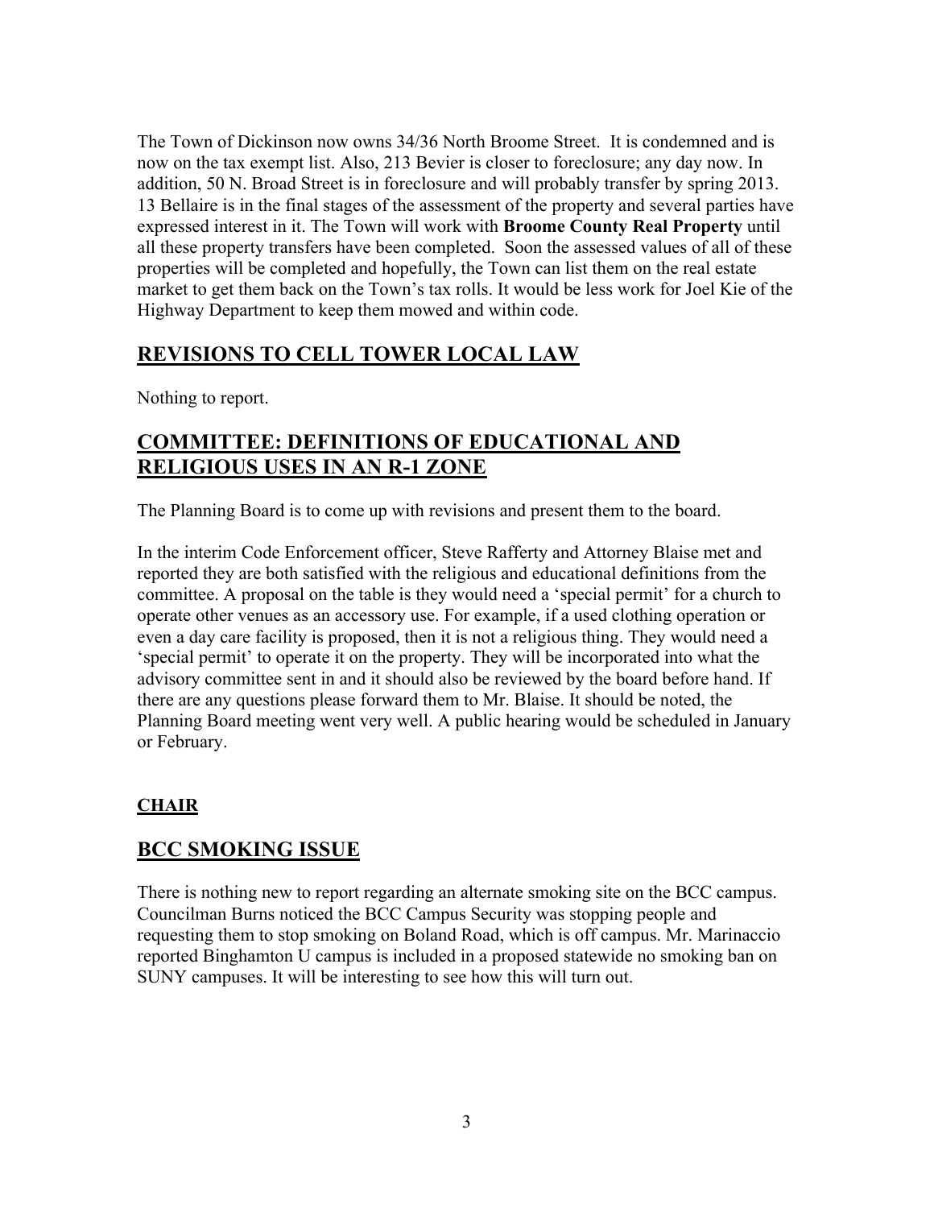The Town of Dickinson now owns 34/36 North Broome Street. It is condemned and is now on the tax exempt list. Also, 213 Bevier is closer to foreclosure; any day now. In addition, 50 N. Broad Street is in foreclosure and will probably transfer by spring 2013. 13 Bellaire is in the final stages of the assessment of the property and several parties have expressed interest in it. The Town will work with **Broome County Real Property** until all these property transfers have been completed. Soon the assessed values of all of these properties will be completed and hopefully, the Town can list them on the real estate market to get them back on the Town's tax rolls. It would be less work for Joel Kie of the Highway Department to keep them mowed and within code.

## REVISIONS TO CELL TOWER LOCAL LAW

Nothing to report.

## COMMITTEE: DEFINITIONS OF EDUCATIONAL AND RELIGIOUS USES IN AN R-1 ZONE

The Planning Board is to come up with revisions and present them to the board.

In the interim Code Enforcement officer, Steve Rafferty and Attorney Blaise met and reported they are both satisfied with the religious and educational definitions from the committee. A proposal on the table is they would need a 'special permit' for a church to operate other venues as an accessory use. For example, if a used clothing operation or even a day care facility is proposed, then it is not a religious thing. They would need a 'special permit' to operate it on the property. They will be incorporated into what the advisory committee sent in and it should also be reviewed by the board before hand. If there are any questions please forward them to Mr. Blaise. It should be noted, the Planning Board meeting went very well. A public hearing would be scheduled in January or February.

### CHAIR

## BCC SMOKING ISSUE

There is nothing new to report regarding an alternate smoking site on the BCC campus. Councilman Burns noticed the BCC Campus Security was stopping people and requesting them to stop smoking on Boland Road, which is off campus. Mr. Marinaccio reported Binghamton U campus is included in a proposed statewide no smoking ban on SUNY campuses. It will be interesting to see how this will turn out.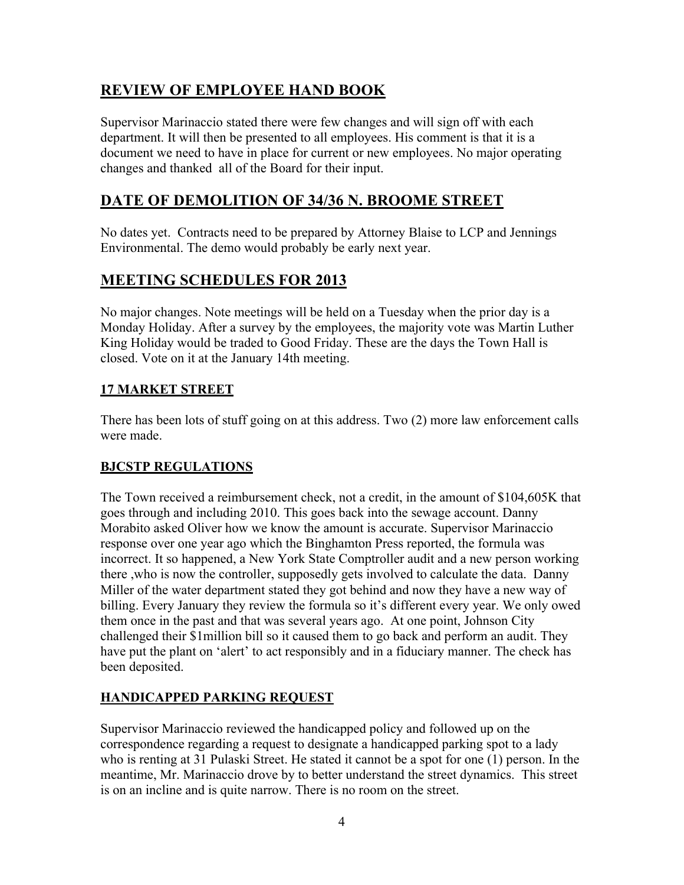## REVIEW OF EMPLOYEE HAND BOOK

Supervisor Marinaccio stated there were few changes and will sign off with each department. It will then be presented to all employees. His comment is that it is a document we need to have in place for current or new employees. No major operating changes and thanked all of the Board for their input.

## DATE OF DEMOLITION OF 34/36 N. BROOME STREET

No dates yet. Contracts need to be prepared by Attorney Blaise to LCP and Jennings Environmental. The demo would probably be early next year.

## MEETING SCHEDULES FOR 2013

No major changes. Note meetings will be held on a Tuesday when the prior day is a Monday Holiday. After a survey by the employees, the majority vote was Martin Luther King Holiday would be traded to Good Friday. These are the days the Town Hall is closed. Vote on it at the January 14th meeting.

### 17 MARKET STREET

There has been lots of stuff going on at this address. Two (2) more law enforcement calls were made.

### BJCSTP REGULATIONS

The Town received a reimbursement check, not a credit, in the amount of $104,605K that goes through and including 2010. This goes back into the sewage account. Danny Morabito asked Oliver how we know the amount is accurate. Supervisor Marinaccio response over one year ago which the Binghamton Press reported, the formula was incorrect. It so happened, a New York State Comptroller audit and a new person working there ,who is now the controller, supposedly gets involved to calculate the data. Danny Miller of the water department stated they got behind and now they have a new way of billing. Every January they review the formula so it's different every year. We only owed them once in the past and that was several years ago. At one point, Johnson City challenged their $1million bill so it caused them to go back and perform an audit. They have put the plant on 'alert' to act responsibly and in a fiduciary manner. The check has been deposited.

### HANDICAPPED PARKING REQUEST

Supervisor Marinaccio reviewed the handicapped policy and followed up on the correspondence regarding a request to designate a handicapped parking spot to a lady who is renting at 31 Pulaski Street. He stated it cannot be a spot for one (1) person. In the meantime, Mr. Marinaccio drove by to better understand the street dynamics. This street is on an incline and is quite narrow. There is no room on the street.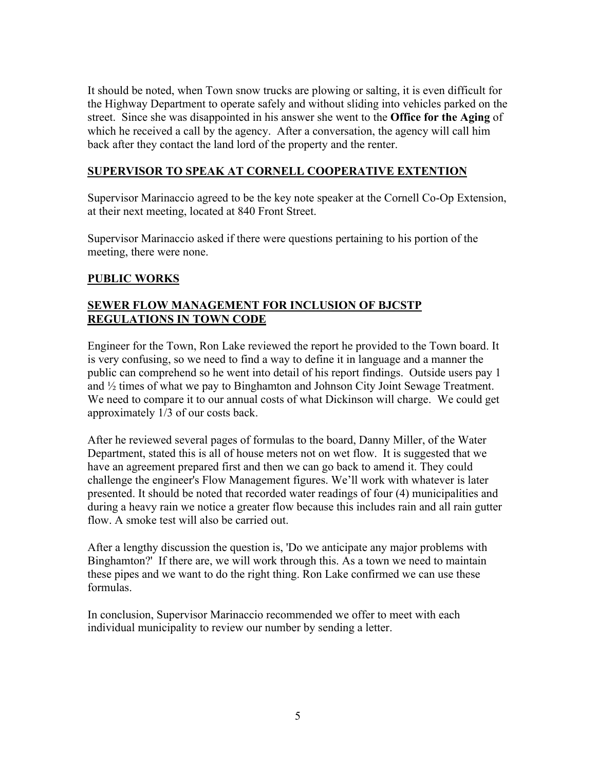It should be noted, when Town snow trucks are plowing or salting, it is even difficult for the Highway Department to operate safely and without sliding into vehicles parked on the street. Since she was disappointed in his answer she went to the **Office for the Aging** of which he received a call by the agency. After a conversation, the agency will call him back after they contact the land lord of the property and the renter.

## SUPERVISOR TO SPEAK AT CORNELL COOPERATIVE EXTENTION

Supervisor Marinaccio agreed to be the key note speaker at the Cornell Co-Op Extension, at their next meeting, located at 840 Front Street.

Supervisor Marinaccio asked if there were questions pertaining to his portion of the meeting, there were none.

## PUBLIC WORKS

## SEWER FLOW MANAGEMENT FOR INCLUSION OF BJCSTP REGULATIONS IN TOWN CODE

Engineer for the Town, Ron Lake reviewed the report he provided to the Town board. It is very confusing, so we need to find a way to define it in language and a manner the public can comprehend so he went into detail of his report findings. Outside users pay 1 and ½ times of what we pay to Binghamton and Johnson City Joint Sewage Treatment. We need to compare it to our annual costs of what Dickinson will charge. We could get approximately 1/3 of our costs back.

After he reviewed several pages of formulas to the board, Danny Miller, of the Water Department, stated this is all of house meters not on wet flow. It is suggested that we have an agreement prepared first and then we can go back to amend it. They could challenge the engineer's Flow Management figures. We'll work with whatever is later presented. It should be noted that recorded water readings of four (4) municipalities and during a heavy rain we notice a greater flow because this includes rain and all rain gutter flow. A smoke test will also be carried out.

After a lengthy discussion the question is, 'Do we anticipate any major problems with Binghamton?' If there are, we will work through this. As a town we need to maintain these pipes and we want to do the right thing. Ron Lake confirmed we can use these formulas.

In conclusion, Supervisor Marinaccio recommended we offer to meet with each individual municipality to review our number by sending a letter.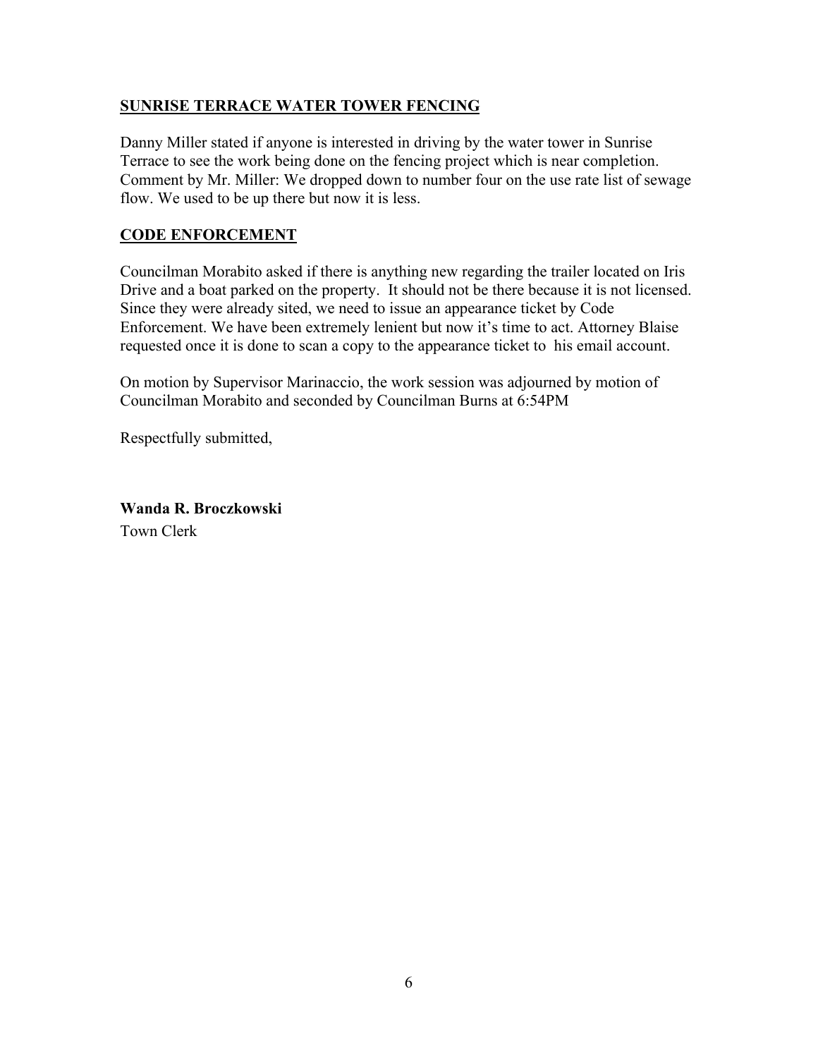**SUNRISE TERRACE WATER TOWER FENCING**

Danny Miller stated if anyone is interested in driving by the water tower in Sunrise Terrace to see the work being done on the fencing project which is near completion. Comment by Mr. Miller: We dropped down to number four on the use rate list of sewage flow. We used to be up there but now it is less.

**CODE ENFORCEMENT**

Councilman Morabito asked if there is anything new regarding the trailer located on Iris Drive and a boat parked on the property. It should not be there because it is not licensed. Since they were already sited, we need to issue an appearance ticket by Code Enforcement. We have been extremely lenient but now it's time to act. Attorney Blaise requested once it is done to scan a copy to the appearance ticket to his email account.

On motion by Supervisor Marinaccio, the work session was adjourned by motion of Councilman Morabito and seconded by Councilman Burns at 6:54PM

Respectfully submitted,

**Wanda R. Broczkowski**
Town Clerk